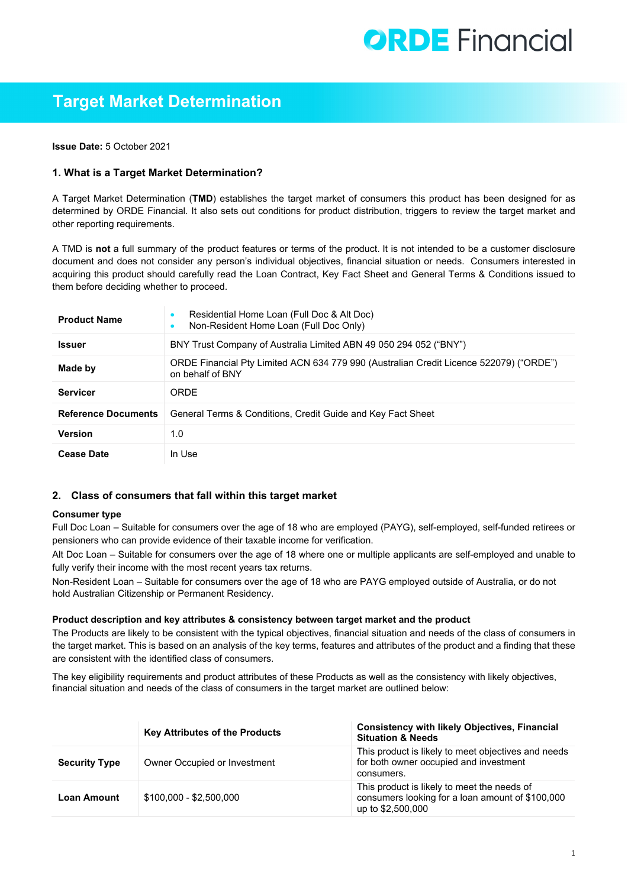# Target Market Determination

**Issue Date:** 5 October 2021

## 1. What is a Target Market Determination?

A Target Market Determination (**TMD**) establishes the target market of consumers this product has been designed for as determined by ORDE Financial. It also sets out conditions for product distribution, triggers to review the target market and other reporting requirements.

A TMD is **not** a full summary of the product features or terms of the product. It is not intended to be a customer disclosure document and does not consider any person's individual objectives, financial situation or needs. Consumers interested in acquiring this product should carefully read the Loan Contract, Key Fact Sheet and General Terms & Conditions issued to them before deciding whether to proceed.

| | |
|---|---|
| **Product Name** | • Residential Home Loan (Full Doc & Alt Doc)<br>• Non-Resident Home Loan (Full Doc Only) |
| **Issuer** | BNY Trust Company of Australia Limited ABN 49 050 294 052 ("BNY") |
| **Made by** | ORDE Financial Pty Limited ACN 634 779 990 (Australian Credit Licence 522079) ("ORDE") on behalf of BNY |
| **Servicer** | ORDE |
| **Reference Documents** | General Terms & Conditions, Credit Guide and Key Fact Sheet |
| **Version** | 1.0 |
| **Cease Date** | In Use |

## 2. Class of consumers that fall within this target market

**Consumer type**

Full Doc Loan – Suitable for consumers over the age of 18 who are employed (PAYG), self-employed, self-funded retirees or pensioners who can provide evidence of their taxable income for verification.

Alt Doc Loan – Suitable for consumers over the age of 18 where one or multiple applicants are self-employed and unable to fully verify their income with the most recent years tax returns.

Non-Resident Loan – Suitable for consumers over the age of 18 who are PAYG employed outside of Australia, or do not hold Australian Citizenship or Permanent Residency.

**Product description and key attributes & consistency between target market and the product**

The Products are likely to be consistent with the typical objectives, financial situation and needs of the class of consumers in the target market. This is based on an analysis of the key terms, features and attributes of the product and a finding that these are consistent with the identified class of consumers.

The key eligibility requirements and product attributes of these Products as well as the consistency with likely objectives, financial situation and needs of the class of consumers in the target market are outlined below:

| | Key Attributes of the Products | Consistency with likely Objectives, Financial Situation & Needs |
|---|---|---|
| **Security Type** | Owner Occupied or Investment | This product is likely to meet objectives and needs for both owner occupied and investment consumers. |
| **Loan Amount** | $100,000 - $2,500,000 | This product is likely to meet the needs of consumers looking for a loan amount of $100,000 up to $2,500,000 |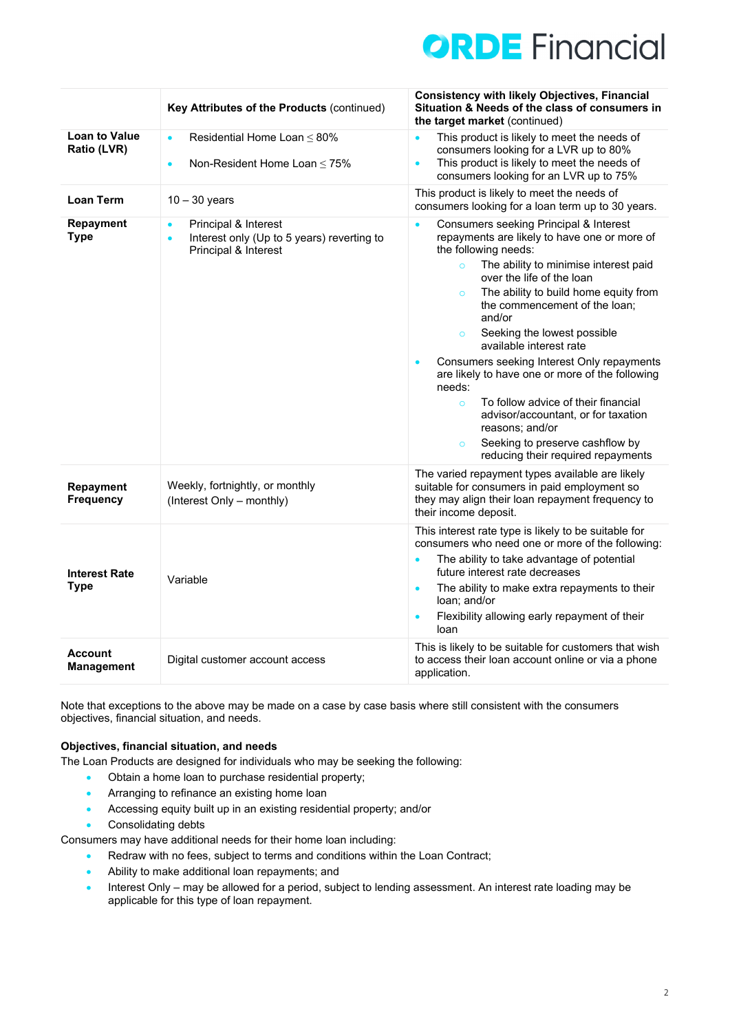| | Key Attributes of the Products (continued) | Consistency with likely Objectives, Financial Situation & Needs of the class of consumers in the target market (continued) |
|---|---|---|
| **Loan to Value Ratio (LVR)** | • Residential Home Loan ≤ 80%<br>• Non-Resident Home Loan ≤ 75% | • This product is likely to meet the needs of consumers looking for a LVR up to 80%<br>• This product is likely to meet the needs of consumers looking for an LVR up to 75% |
| **Loan Term** | 10 – 30 years | This product is likely to meet the needs of consumers looking for a loan term up to 30 years. |
| **Repayment Type** | • Principal & Interest<br>• Interest only (Up to 5 years) reverting to Principal & Interest | • Consumers seeking Principal & Interest repayments are likely to have one or more of the following needs:<br>  ○ The ability to minimise interest paid over the life of the loan<br>  ○ The ability to build home equity from the commencement of the loan; and/or<br>  ○ Seeking the lowest possible available interest rate<br>• Consumers seeking Interest Only repayments are likely to have one or more of the following needs:<br>  ○ To follow advice of their financial advisor/accountant, or for taxation reasons; and/or<br>  ○ Seeking to preserve cashflow by reducing their required repayments |
| **Repayment Frequency** | Weekly, fortnightly, or monthly<br>(Interest Only – monthly) | The varied repayment types available are likely suitable for consumers in paid employment so they may align their loan repayment frequency to their income deposit. |
| **Interest Rate Type** | Variable | This interest rate type is likely to be suitable for consumers who need one or more of the following:<br>• The ability to take advantage of potential future interest rate decreases<br>• The ability to make extra repayments to their loan; and/or<br>• Flexibility allowing early repayment of their loan |
| **Account Management** | Digital customer account access | This is likely to be suitable for customers that wish to access their loan account online or via a phone application. |

Note that exceptions to the above may be made on a case by case basis where still consistent with the consumers objectives, financial situation, and needs.

**Objectives, financial situation, and needs**

The Loan Products are designed for individuals who may be seeking the following:

- Obtain a home loan to purchase residential property;
- Arranging to refinance an existing home loan
- Accessing equity built up in an existing residential property; and/or
- Consolidating debts

Consumers may have additional needs for their home loan including:

- Redraw with no fees, subject to terms and conditions within the Loan Contract;
- Ability to make additional loan repayments; and
- Interest Only – may be allowed for a period, subject to lending assessment. An interest rate loading may be applicable for this type of loan repayment.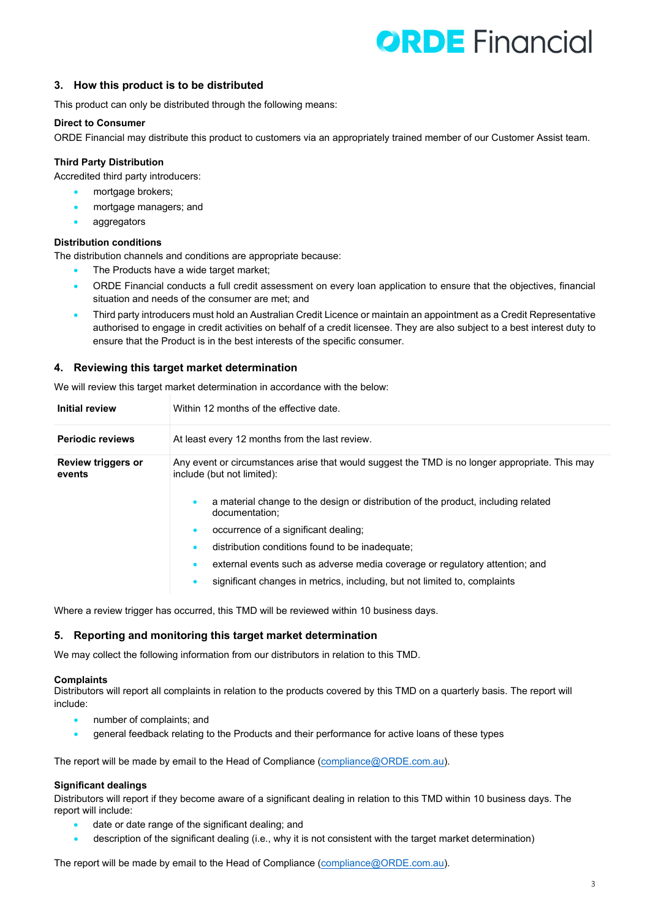## 3. How this product is to be distributed

This product can only be distributed through the following means:

**Direct to Consumer**

ORDE Financial may distribute this product to customers via an appropriately trained member of our Customer Assist team.

**Third Party Distribution**

Accredited third party introducers:

- mortgage brokers;
- mortgage managers; and
- aggregators

**Distribution conditions**

The distribution channels and conditions are appropriate because:

- The Products have a wide target market;
- ORDE Financial conducts a full credit assessment on every loan application to ensure that the objectives, financial situation and needs of the consumer are met; and
- Third party introducers must hold an Australian Credit Licence or maintain an appointment as a Credit Representative authorised to engage in credit activities on behalf of a credit licensee. They are also subject to a best interest duty to ensure that the Product is in the best interests of the specific consumer.

## 4. Reviewing this target market determination

We will review this target market determination in accordance with the below:

| | |
|---|---|
| **Initial review** | Within 12 months of the effective date. |
| **Periodic reviews** | At least every 12 months from the last review. |
| **Review triggers or events** | Any event or circumstances arise that would suggest the TMD is no longer appropriate. This may include (but not limited):<br>• a material change to the design or distribution of the product, including related documentation;<br>• occurrence of a significant dealing;<br>• distribution conditions found to be inadequate;<br>• external events such as adverse media coverage or regulatory attention; and<br>• significant changes in metrics, including, but not limited to, complaints |

Where a review trigger has occurred, this TMD will be reviewed within 10 business days.

## 5. Reporting and monitoring this target market determination

We may collect the following information from our distributors in relation to this TMD.

**Complaints**

Distributors will report all complaints in relation to the products covered by this TMD on a quarterly basis. The report will include:

- number of complaints; and
- general feedback relating to the Products and their performance for active loans of these types

The report will be made by email to the Head of Compliance (compliance@ORDE.com.au).

**Significant dealings**

Distributors will report if they become aware of a significant dealing in relation to this TMD within 10 business days. The report will include:

- date or date range of the significant dealing; and
- description of the significant dealing (i.e., why it is not consistent with the target market determination)

The report will be made by email to the Head of Compliance (compliance@ORDE.com.au).